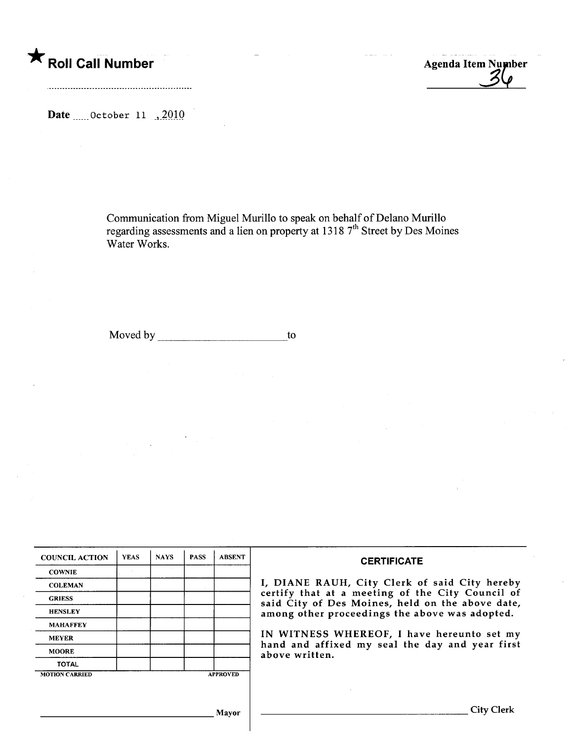★ **Roll Call Number**

**Agenda Item Number** 36

**Date** October 11, 2010

Communication from Miguel Murillo to speak on behalf of Delano Murillo regarding assessments and a lien on property at 1318 7th Street by Des Moines Water Works.

Moved by ______________________ to

| COUNCIL ACTION | YEAS | NAYS | PASS | ABSENT |
|---|---|---|---|---|
| COWNIE | | | | |
| COLEMAN | | | | |
| GRIESS | | | | |
| HENSLEY | | | | |
| MAHAFFEY | | | | |
| MEYER | | | | |
| MOORE | | | | |
| TOTAL | | | | |

MOTION CARRIED APPROVED

______________________ Mayor

**CERTIFICATE**

I, DIANE RAUH, City Clerk of said City hereby certify that at a meeting of the City Council of said City of Des Moines, held on the above date, among other proceedings the above was adopted.

IN WITNESS WHEREOF, I have hereunto set my hand and affixed my seal the day and year first above written.

______________________ City Clerk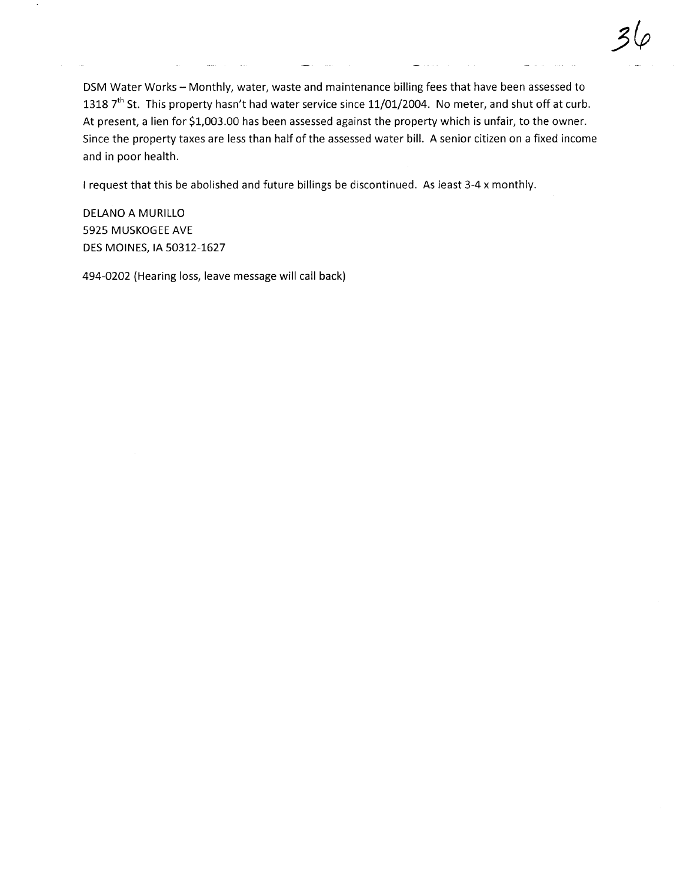DSM Water Works – Monthly, water, waste and maintenance billing fees that have been assessed to 1318 7th St. This property hasn't had water service since 11/01/2004. No meter, and shut off at curb. At present, a lien for $1,003.00 has been assessed against the property which is unfair, to the owner. Since the property taxes are less than half of the assessed water bill. A senior citizen on a fixed income and in poor health.

I request that this be abolished and future billings be discontinued. As least 3-4 x monthly.

DELANO A MURILLO
5925 MUSKOGEE AVE
DES MOINES, IA 50312-1627

494-0202 (Hearing loss, leave message will call back)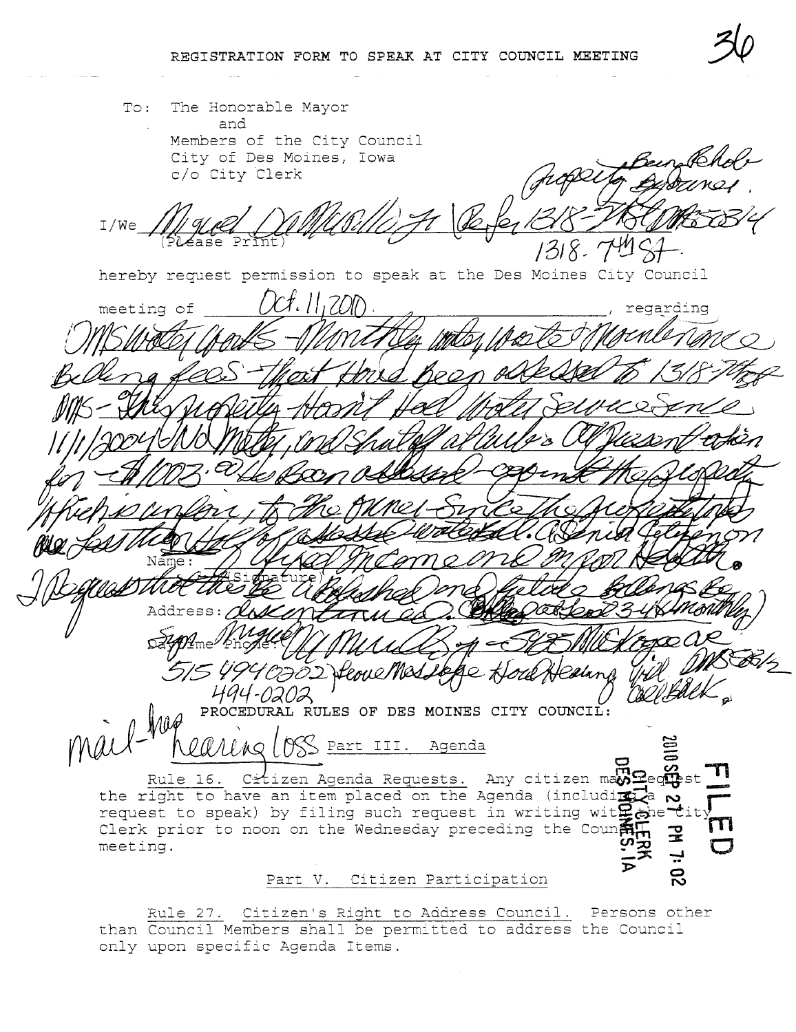# REGISTRATION FORM TO SPEAK AT CITY COUNCIL MEETING

36

To: The Honorable Mayor
and
Members of the City Council
City of Des Moines, Iowa
c/o City Clerk

Property Bern Pohl Assurance.

I/We Miguel DaMurillo Jr (Re for 1318 7th St DMs 50314) 1318 7th St
(Please Print)

hereby request permission to speak at the Des Moines City Council meeting of Oct. 11, 2010, regarding

DMS Water Works - Monthly water waste Maintenance Billing fees - that have been assessed to 1318 7th St DMs - This property hasn't had water service since 11/1/2004 - No meter, and shut off at curb. At present a lien for $1003. as been assessed against the property which is unfair to the owner since the property had less than half of assessed water bill. A Senior Citizen on a fixed income and poor health. I request that these be abolished and future billings be discontinued. (Was assessed $34 monthly)

Name: ____________________
(Signature)

Address: ____________________

Daytime Phone: ____________________

Sign Miguel M Murillo Jr - 5425 McKinley Ave 515 494 0202 leave message has Hearing Will DMS 50312 494-0202 Call Back.

mail - has hearing loss

## PROCEDURAL RULES OF DES MOINES CITY COUNCIL:

FILED
2010 SEP 27 PM 7:02
CITY CLERK
DES MOINES, IA

### Part III. Agenda

Rule 16. Citizen Agenda Requests. Any citizen may request the right to have an item placed on the Agenda (including a request to speak) by filing such request in writing with the City Clerk prior to noon on the Wednesday preceding the Council meeting.

### Part V. Citizen Participation

Rule 27. Citizen's Right to Address Council. Persons other than Council Members shall be permitted to address the Council only upon specific Agenda Items.